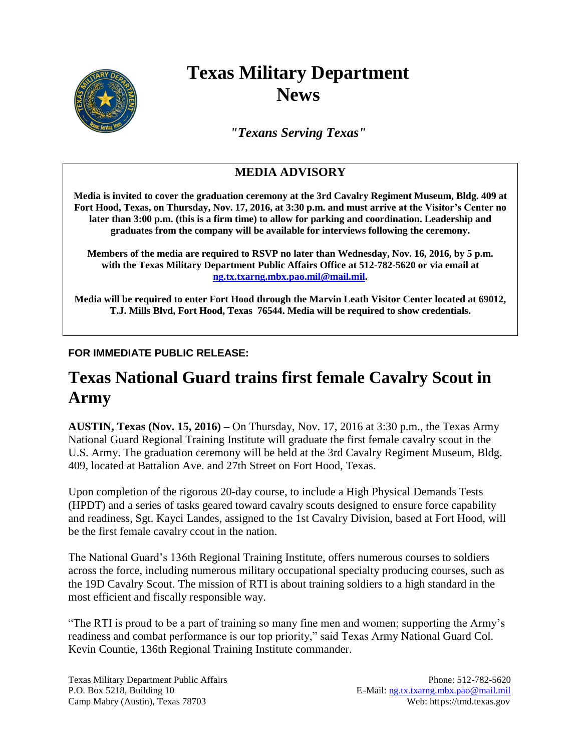# Texas Military Department News

***"Texans Serving Texas"***

## MEDIA ADVISORY

**Media is invited to cover the graduation ceremony at the 3rd Cavalry Regiment Museum, Bldg. 409 at Fort Hood, Texas, on Thursday, Nov. 17, 2016, at 3:30 p.m. and must arrive at the Visitor's Center no later than 3:00 p.m. (this is a firm time) to allow for parking and coordination. Leadership and graduates from the company will be available for interviews following the ceremony.**

**Members of the media are required to RSVP no later than Wednesday, Nov. 16, 2016, by 5 p.m. with the Texas Military Department Public Affairs Office at 512-782-5620 or via email at ng.tx.txarng.mbx.pao.mil@mail.mil.**

**Media will be required to enter Fort Hood through the Marvin Leath Visitor Center located at 69012, T.J. Mills Blvd, Fort Hood, Texas 76544. Media will be required to show credentials.**

**FOR IMMEDIATE PUBLIC RELEASE:**

# Texas National Guard trains first female Cavalry Scout in Army

**AUSTIN, Texas (Nov. 15, 2016) –** On Thursday, Nov. 17, 2016 at 3:30 p.m., the Texas Army National Guard Regional Training Institute will graduate the first female cavalry scout in the U.S. Army. The graduation ceremony will be held at the 3rd Cavalry Regiment Museum, Bldg. 409, located at Battalion Ave. and 27th Street on Fort Hood, Texas.

Upon completion of the rigorous 20-day course, to include a High Physical Demands Tests (HPDT) and a series of tasks geared toward cavalry scouts designed to ensure force capability and readiness, Sgt. Kayci Landes, assigned to the 1st Cavalry Division, based at Fort Hood, will be the first female cavalry ccout in the nation.

The National Guard's 136th Regional Training Institute, offers numerous courses to soldiers across the force, including numerous military occupational specialty producing courses, such as the 19D Cavalry Scout. The mission of RTI is about training soldiers to a high standard in the most efficient and fiscally responsible way.

"The RTI is proud to be a part of training so many fine men and women; supporting the Army's readiness and combat performance is our top priority," said Texas Army National Guard Col. Kevin Countie, 136th Regional Training Institute commander.

Texas Military Department Public Affairs
P.O. Box 5218, Building 10
Camp Mabry (Austin), Texas 78703

Phone: 512-782-5620
E-Mail: ng.tx.txarng.mbx.pao@mail.mil
Web: https://tmd.texas.gov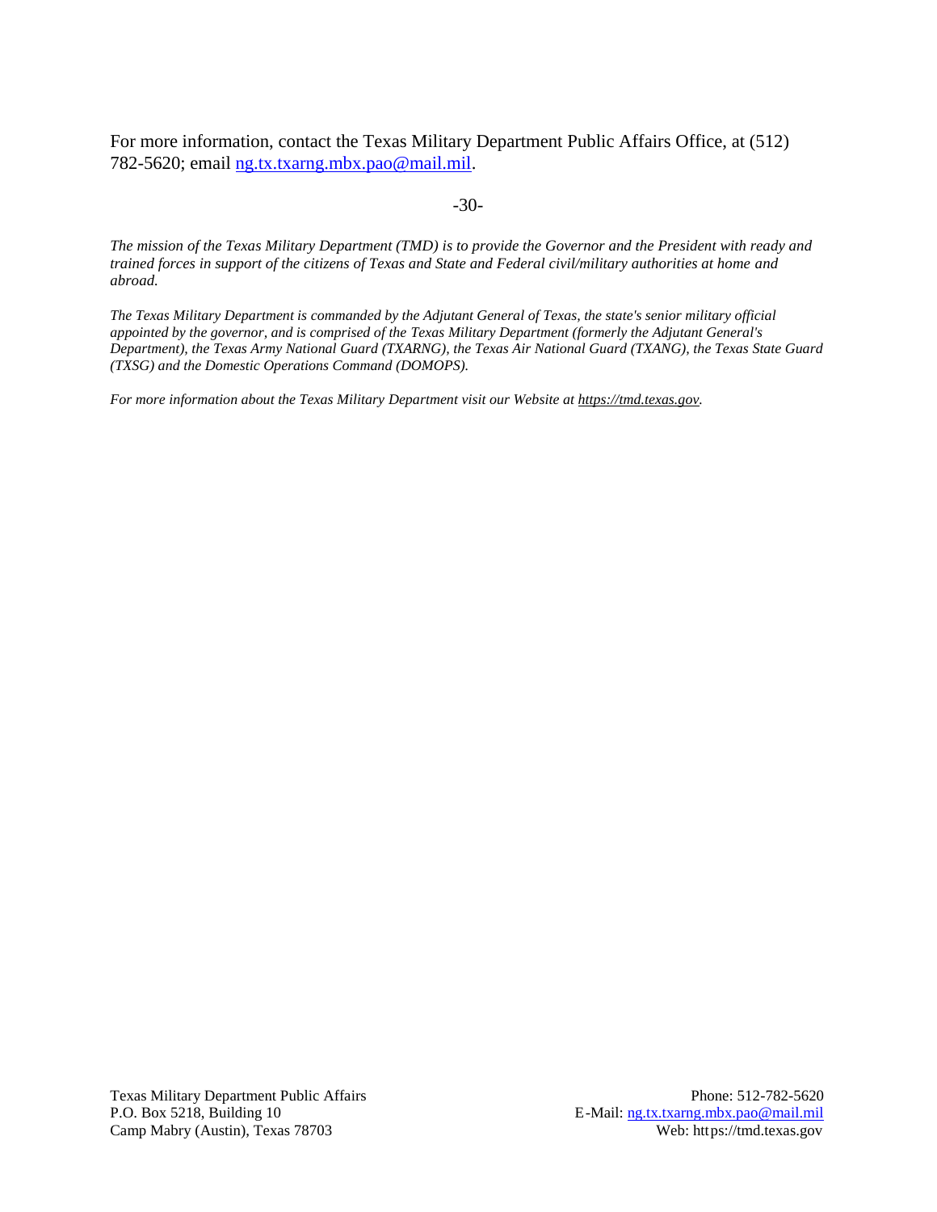For more information, contact the Texas Military Department Public Affairs Office, at (512) 782-5620; email ng.tx.txarng.mbx.pao@mail.mil.

-30-

*The mission of the Texas Military Department (TMD) is to provide the Governor and the President with ready and trained forces in support of the citizens of Texas and State and Federal civil/military authorities at home and abroad.*

*The Texas Military Department is commanded by the Adjutant General of Texas, the state's senior military official appointed by the governor, and is comprised of the Texas Military Department (formerly the Adjutant General's Department), the Texas Army National Guard (TXARNG), the Texas Air National Guard (TXANG), the Texas State Guard (TXSG) and the Domestic Operations Command (DOMOPS).*

*For more information about the Texas Military Department visit our Website at https://tmd.texas.gov.*